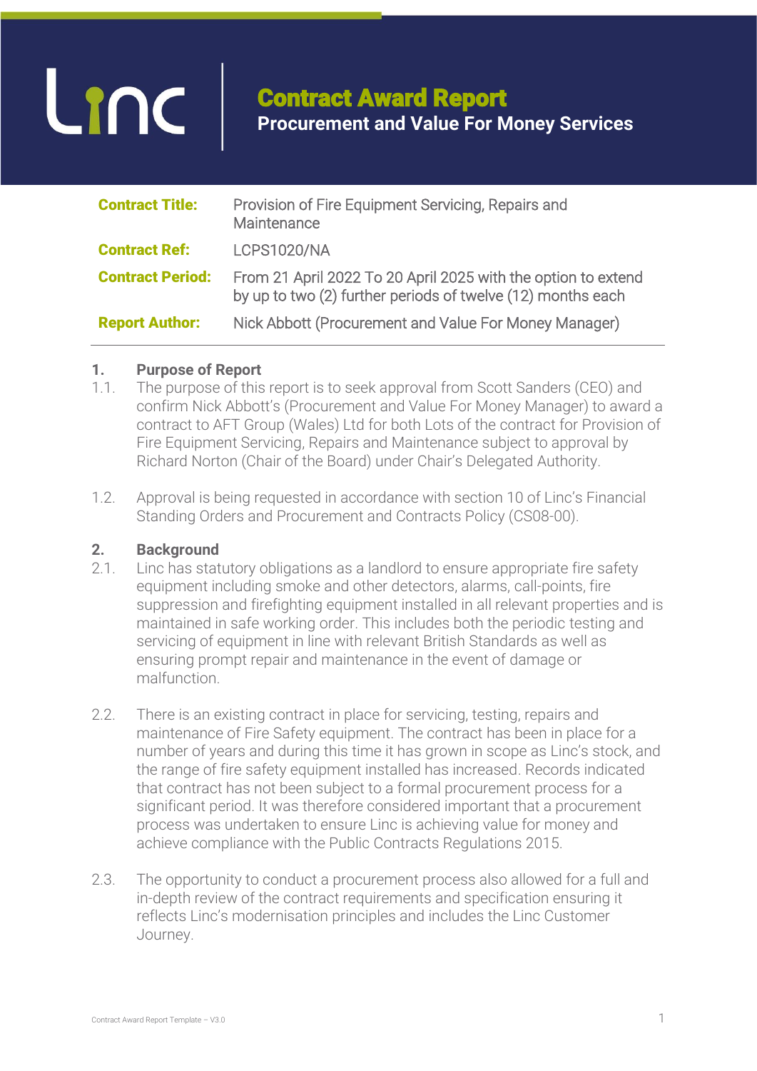# Contract Award Report

## Procurement and Value For Money Services

| | |
|---|---|
| **Contract Title:** | Provision of Fire Equipment Servicing, Repairs and Maintenance |
| **Contract Ref:** | LCPS1020/NA |
| **Contract Period:** | From 21 April 2022 To 20 April 2025 with the option to extend by up to two (2) further periods of twelve (12) months each |
| **Report Author:** | Nick Abbott (Procurement and Value For Money Manager) |

### 1. Purpose of Report

1.1. The purpose of this report is to seek approval from Scott Sanders (CEO) and confirm Nick Abbott's (Procurement and Value For Money Manager) to award a contract to AFT Group (Wales) Ltd for both Lots of the contract for Provision of Fire Equipment Servicing, Repairs and Maintenance subject to approval by Richard Norton (Chair of the Board) under Chair's Delegated Authority.

1.2. Approval is being requested in accordance with section 10 of Linc's Financial Standing Orders and Procurement and Contracts Policy (CS08-00).

### 2. Background

2.1. Linc has statutory obligations as a landlord to ensure appropriate fire safety equipment including smoke and other detectors, alarms, call-points, fire suppression and firefighting equipment installed in all relevant properties and is maintained in safe working order. This includes both the periodic testing and servicing of equipment in line with relevant British Standards as well as ensuring prompt repair and maintenance in the event of damage or malfunction.

2.2. There is an existing contract in place for servicing, testing, repairs and maintenance of Fire Safety equipment. The contract has been in place for a number of years and during this time it has grown in scope as Linc's stock, and the range of fire safety equipment installed has increased. Records indicated that contract has not been subject to a formal procurement process for a significant period. It was therefore considered important that a procurement process was undertaken to ensure Linc is achieving value for money and achieve compliance with the Public Contracts Regulations 2015.

2.3. The opportunity to conduct a procurement process also allowed for a full and in-depth review of the contract requirements and specification ensuring it reflects Linc's modernisation principles and includes the Linc Customer Journey.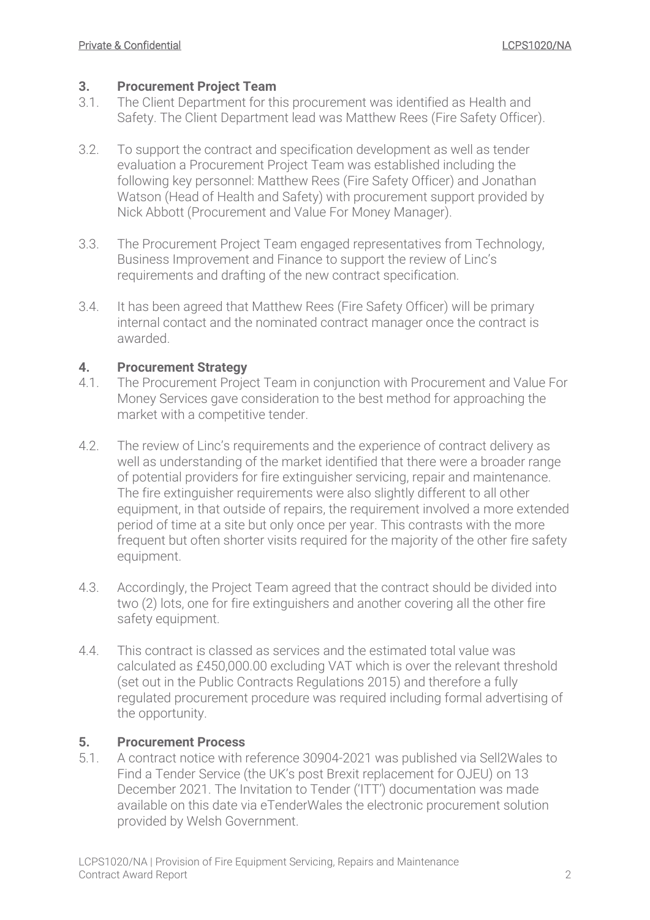## 3. Procurement Project Team

3.1. The Client Department for this procurement was identified as Health and Safety. The Client Department lead was Matthew Rees (Fire Safety Officer).

3.2. To support the contract and specification development as well as tender evaluation a Procurement Project Team was established including the following key personnel: Matthew Rees (Fire Safety Officer) and Jonathan Watson (Head of Health and Safety) with procurement support provided by Nick Abbott (Procurement and Value For Money Manager).

3.3. The Procurement Project Team engaged representatives from Technology, Business Improvement and Finance to support the review of Linc's requirements and drafting of the new contract specification.

3.4. It has been agreed that Matthew Rees (Fire Safety Officer) will be primary internal contact and the nominated contract manager once the contract is awarded.

## 4. Procurement Strategy

4.1. The Procurement Project Team in conjunction with Procurement and Value For Money Services gave consideration to the best method for approaching the market with a competitive tender.

4.2. The review of Linc's requirements and the experience of contract delivery as well as understanding of the market identified that there were a broader range of potential providers for fire extinguisher servicing, repair and maintenance. The fire extinguisher requirements were also slightly different to all other equipment, in that outside of repairs, the requirement involved a more extended period of time at a site but only once per year. This contrasts with the more frequent but often shorter visits required for the majority of the other fire safety equipment.

4.3. Accordingly, the Project Team agreed that the contract should be divided into two (2) lots, one for fire extinguishers and another covering all the other fire safety equipment.

4.4. This contract is classed as services and the estimated total value was calculated as £450,000.00 excluding VAT which is over the relevant threshold (set out in the Public Contracts Regulations 2015) and therefore a fully regulated procurement procedure was required including formal advertising of the opportunity.

## 5. Procurement Process

5.1. A contract notice with reference 30904-2021 was published via Sell2Wales to Find a Tender Service (the UK's post Brexit replacement for OJEU) on 13 December 2021. The Invitation to Tender ('ITT') documentation was made available on this date via eTenderWales the electronic procurement solution provided by Welsh Government.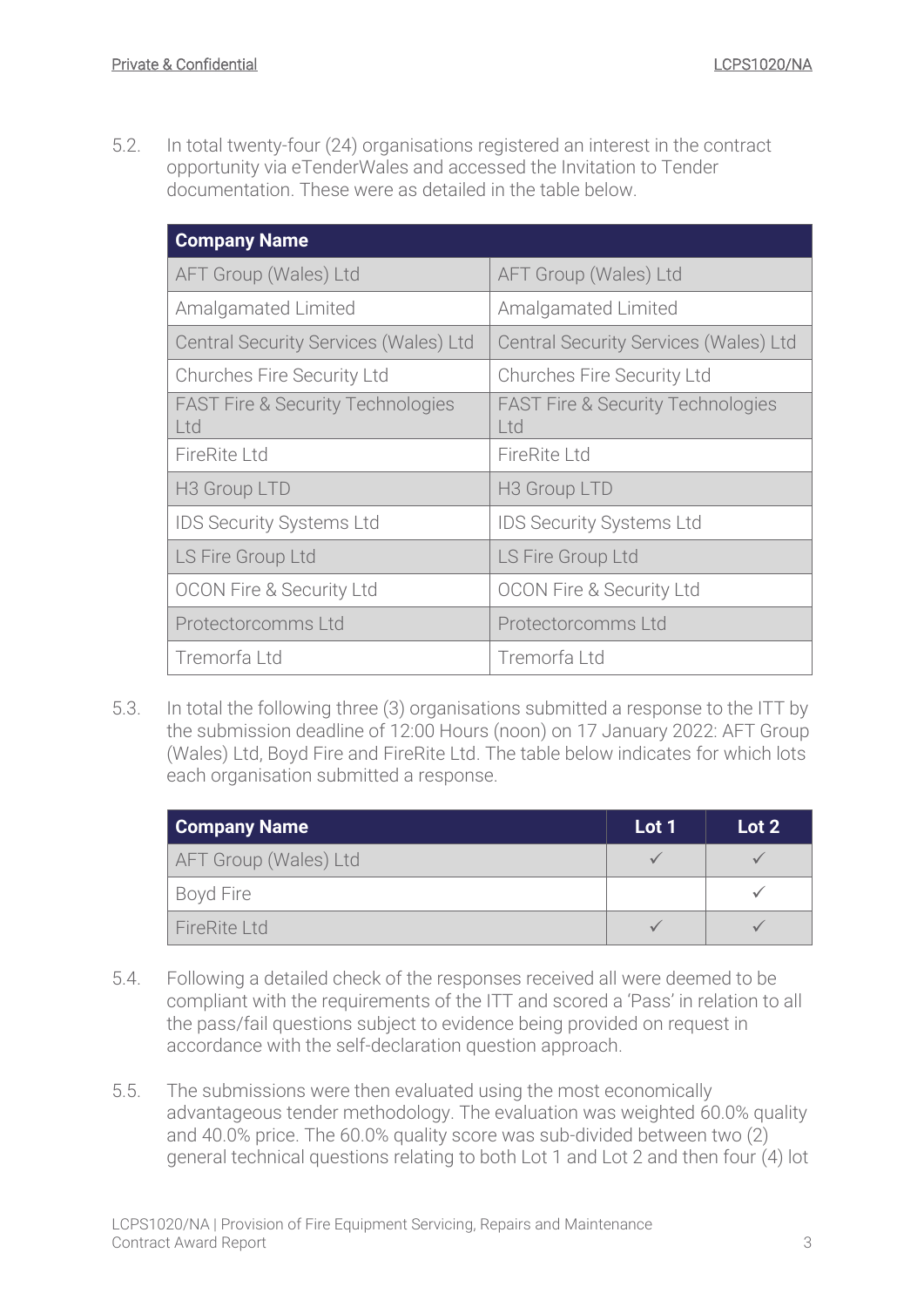5.2. In total twenty-four (24) organisations registered an interest in the contract opportunity via eTenderWales and accessed the Invitation to Tender documentation. These were as detailed in the table below.

| Company Name | |
|---|---|
| AFT Group (Wales) Ltd | AFT Group (Wales) Ltd |
| Amalgamated Limited | Amalgamated Limited |
| Central Security Services (Wales) Ltd | Central Security Services (Wales) Ltd |
| Churches Fire Security Ltd | Churches Fire Security Ltd |
| FAST Fire & Security Technologies Ltd | FAST Fire & Security Technologies Ltd |
| FireRite Ltd | FireRite Ltd |
| H3 Group LTD | H3 Group LTD |
| IDS Security Systems Ltd | IDS Security Systems Ltd |
| LS Fire Group Ltd | LS Fire Group Ltd |
| OCON Fire & Security Ltd | OCON Fire & Security Ltd |
| Protectorcomms Ltd | Protectorcomms Ltd |
| Tremorfa Ltd | Tremorfa Ltd |

5.3. In total the following three (3) organisations submitted a response to the ITT by the submission deadline of 12:00 Hours (noon) on 17 January 2022: AFT Group (Wales) Ltd, Boyd Fire and FireRite Ltd. The table below indicates for which lots each organisation submitted a response.

| Company Name | Lot 1 | Lot 2 |
|---|---|---|
| AFT Group (Wales) Ltd | ✓ | ✓ |
| Boyd Fire | | ✓ |
| FireRite Ltd | ✓ | ✓ |

5.4. Following a detailed check of the responses received all were deemed to be compliant with the requirements of the ITT and scored a 'Pass' in relation to all the pass/fail questions subject to evidence being provided on request in accordance with the self-declaration question approach.

5.5. The submissions were then evaluated using the most economically advantageous tender methodology. The evaluation was weighted 60.0% quality and 40.0% price. The 60.0% quality score was sub-divided between two (2) general technical questions relating to both Lot 1 and Lot 2 and then four (4) lot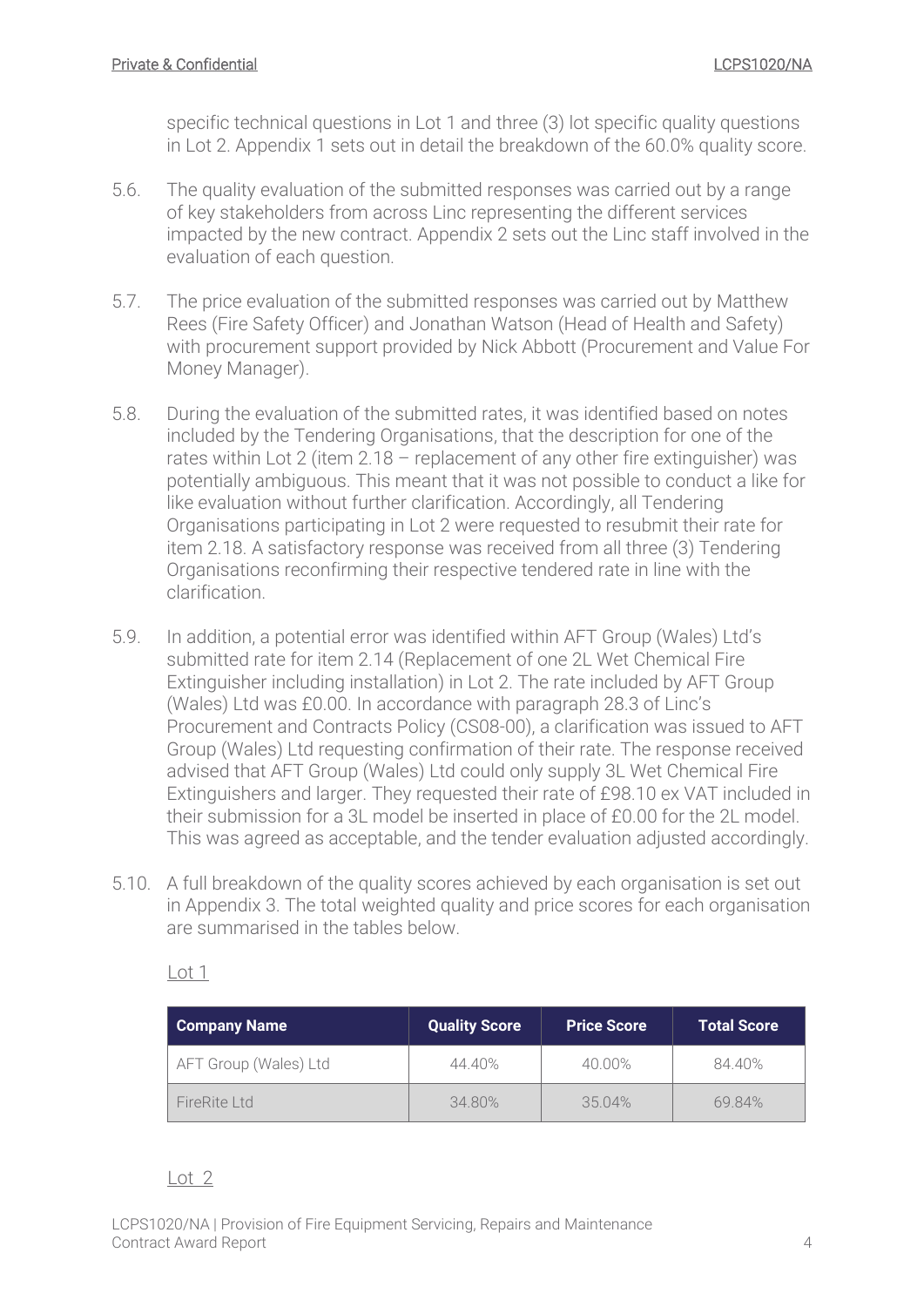specific technical questions in Lot 1 and three (3) lot specific quality questions in Lot 2. Appendix 1 sets out in detail the breakdown of the 60.0% quality score.

5.6. The quality evaluation of the submitted responses was carried out by a range of key stakeholders from across Linc representing the different services impacted by the new contract. Appendix 2 sets out the Linc staff involved in the evaluation of each question.

5.7. The price evaluation of the submitted responses was carried out by Matthew Rees (Fire Safety Officer) and Jonathan Watson (Head of Health and Safety) with procurement support provided by Nick Abbott (Procurement and Value For Money Manager).

5.8. During the evaluation of the submitted rates, it was identified based on notes included by the Tendering Organisations, that the description for one of the rates within Lot 2 (item 2.18 – replacement of any other fire extinguisher) was potentially ambiguous. This meant that it was not possible to conduct a like for like evaluation without further clarification. Accordingly, all Tendering Organisations participating in Lot 2 were requested to resubmit their rate for item 2.18. A satisfactory response was received from all three (3) Tendering Organisations reconfirming their respective tendered rate in line with the clarification.

5.9. In addition, a potential error was identified within AFT Group (Wales) Ltd's submitted rate for item 2.14 (Replacement of one 2L Wet Chemical Fire Extinguisher including installation) in Lot 2. The rate included by AFT Group (Wales) Ltd was £0.00. In accordance with paragraph 28.3 of Linc's Procurement and Contracts Policy (CS08-00), a clarification was issued to AFT Group (Wales) Ltd requesting confirmation of their rate. The response received advised that AFT Group (Wales) Ltd could only supply 3L Wet Chemical Fire Extinguishers and larger. They requested their rate of £98.10 ex VAT included in their submission for a 3L model be inserted in place of £0.00 for the 2L model. This was agreed as acceptable, and the tender evaluation adjusted accordingly.

5.10. A full breakdown of the quality scores achieved by each organisation is set out in Appendix 3. The total weighted quality and price scores for each organisation are summarised in the tables below.

Lot 1

| Company Name | Quality Score | Price Score | Total Score |
|---|---|---|---|
| AFT Group (Wales) Ltd | 44.40% | 40.00% | 84.40% |
| FireRite Ltd | 34.80% | 35.04% | 69.84% |

Lot 2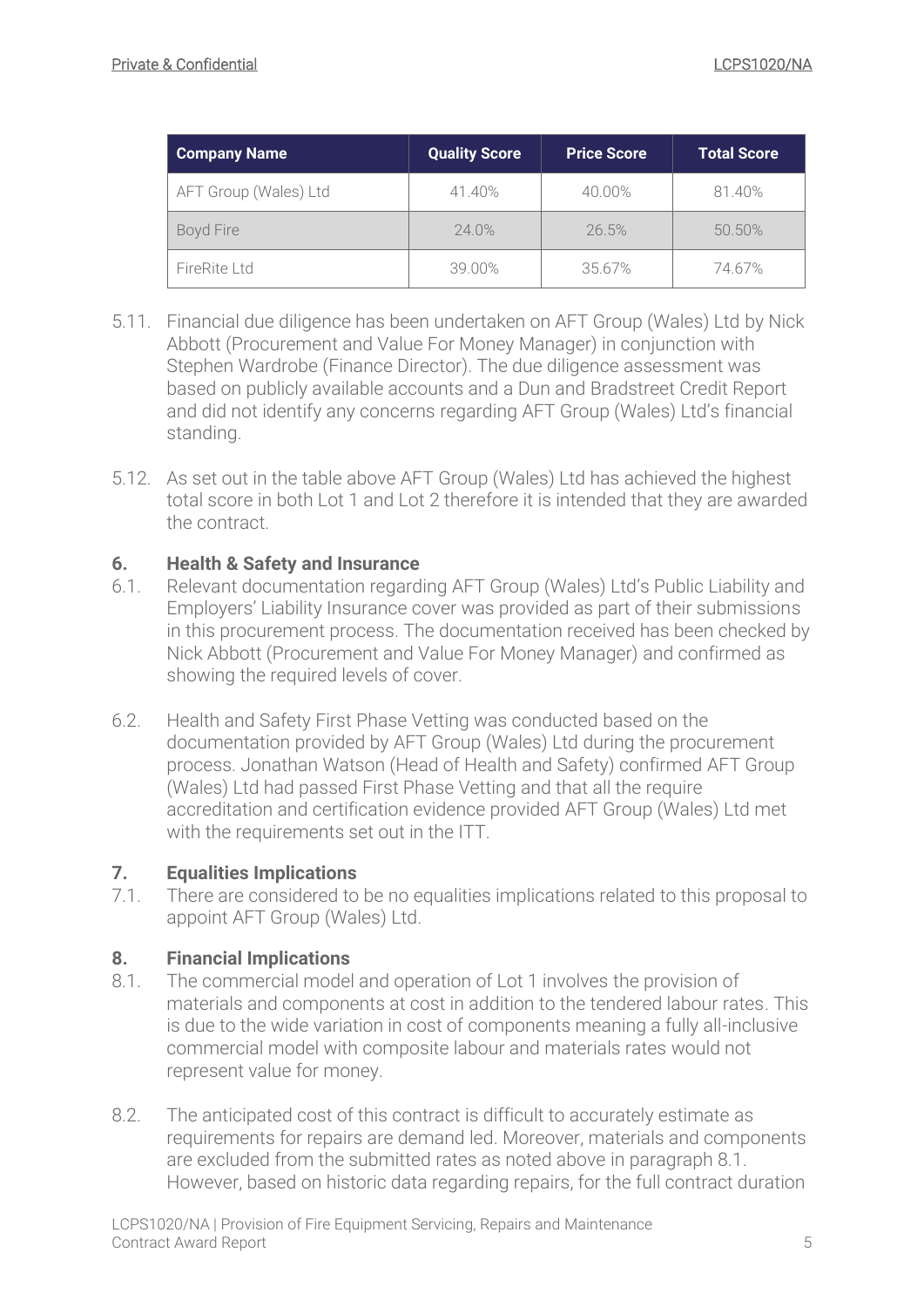| Company Name | Quality Score | Price Score | Total Score |
|---|---|---|---|
| AFT Group (Wales) Ltd | 41.40% | 40.00% | 81.40% |
| Boyd Fire | 24.0% | 26.5% | 50.50% |
| FireRite Ltd | 39.00% | 35.67% | 74.67% |

5.11. Financial due diligence has been undertaken on AFT Group (Wales) Ltd by Nick Abbott (Procurement and Value For Money Manager) in conjunction with Stephen Wardrobe (Finance Director). The due diligence assessment was based on publicly available accounts and a Dun and Bradstreet Credit Report and did not identify any concerns regarding AFT Group (Wales) Ltd's financial standing.

5.12. As set out in the table above AFT Group (Wales) Ltd has achieved the highest total score in both Lot 1 and Lot 2 therefore it is intended that they are awarded the contract.

## 6. Health & Safety and Insurance

6.1. Relevant documentation regarding AFT Group (Wales) Ltd's Public Liability and Employers' Liability Insurance cover was provided as part of their submissions in this procurement process. The documentation received has been checked by Nick Abbott (Procurement and Value For Money Manager) and confirmed as showing the required levels of cover.

6.2. Health and Safety First Phase Vetting was conducted based on the documentation provided by AFT Group (Wales) Ltd during the procurement process. Jonathan Watson (Head of Health and Safety) confirmed AFT Group (Wales) Ltd had passed First Phase Vetting and that all the require accreditation and certification evidence provided AFT Group (Wales) Ltd met with the requirements set out in the ITT.

## 7. Equalities Implications

7.1. There are considered to be no equalities implications related to this proposal to appoint AFT Group (Wales) Ltd.

## 8. Financial Implications

8.1. The commercial model and operation of Lot 1 involves the provision of materials and components at cost in addition to the tendered labour rates. This is due to the wide variation in cost of components meaning a fully all-inclusive commercial model with composite labour and materials rates would not represent value for money.

8.2. The anticipated cost of this contract is difficult to accurately estimate as requirements for repairs are demand led. Moreover, materials and components are excluded from the submitted rates as noted above in paragraph 8.1. However, based on historic data regarding repairs, for the full contract duration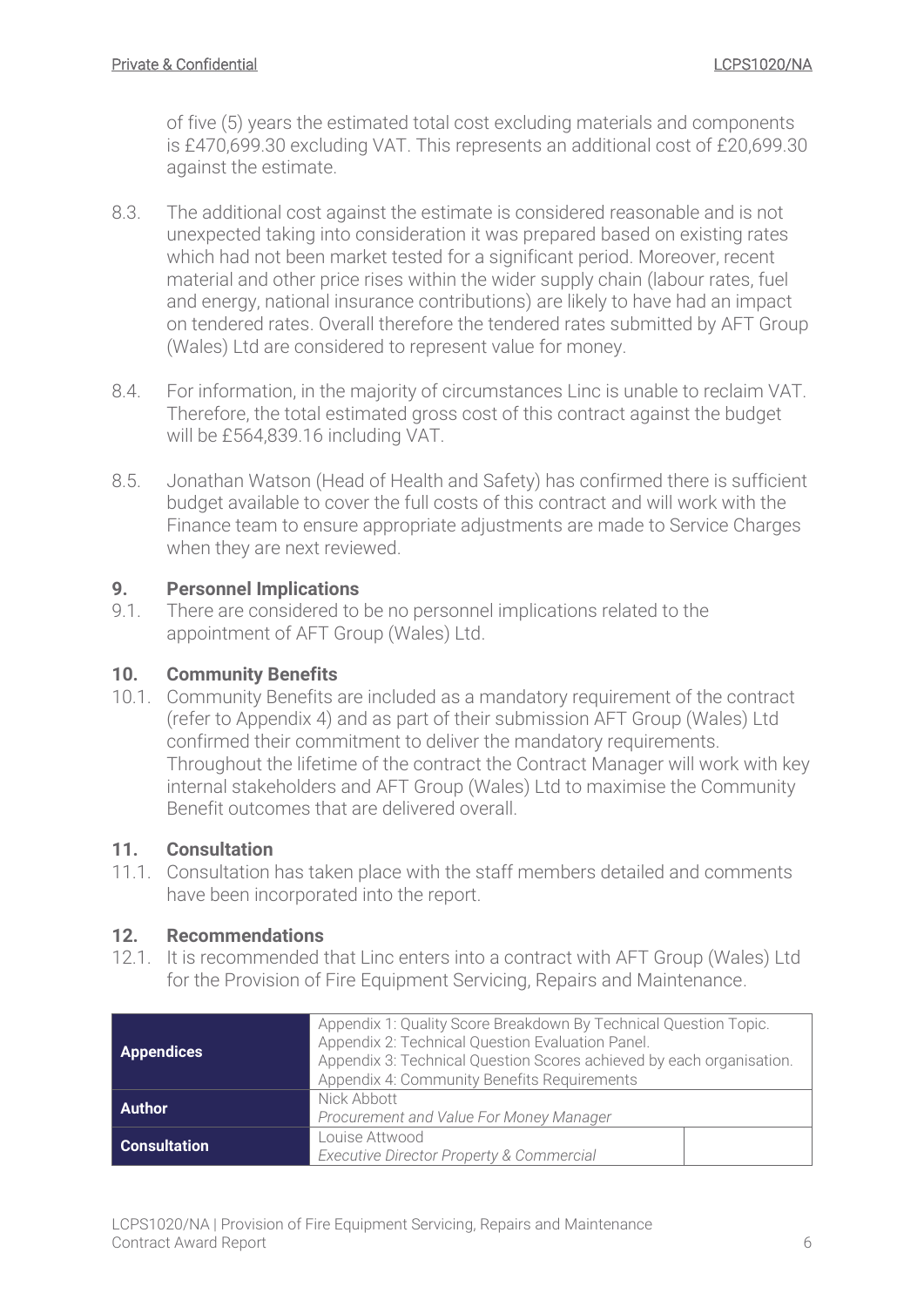of five (5) years the estimated total cost excluding materials and components is £470,699.30 excluding VAT. This represents an additional cost of £20,699.30 against the estimate.

8.3. The additional cost against the estimate is considered reasonable and is not unexpected taking into consideration it was prepared based on existing rates which had not been market tested for a significant period. Moreover, recent material and other price rises within the wider supply chain (labour rates, fuel and energy, national insurance contributions) are likely to have had an impact on tendered rates. Overall therefore the tendered rates submitted by AFT Group (Wales) Ltd are considered to represent value for money.

8.4. For information, in the majority of circumstances Linc is unable to reclaim VAT. Therefore, the total estimated gross cost of this contract against the budget will be £564,839.16 including VAT.

8.5. Jonathan Watson (Head of Health and Safety) has confirmed there is sufficient budget available to cover the full costs of this contract and will work with the Finance team to ensure appropriate adjustments are made to Service Charges when they are next reviewed.

## 9. Personnel Implications

9.1. There are considered to be no personnel implications related to the appointment of AFT Group (Wales) Ltd.

## 10. Community Benefits

10.1. Community Benefits are included as a mandatory requirement of the contract (refer to Appendix 4) and as part of their submission AFT Group (Wales) Ltd confirmed their commitment to deliver the mandatory requirements. Throughout the lifetime of the contract the Contract Manager will work with key internal stakeholders and AFT Group (Wales) Ltd to maximise the Community Benefit outcomes that are delivered overall.

## 11. Consultation

11.1. Consultation has taken place with the staff members detailed and comments have been incorporated into the report.

## 12. Recommendations

12.1. It is recommended that Linc enters into a contract with AFT Group (Wales) Ltd for the Provision of Fire Equipment Servicing, Repairs and Maintenance.

| | | |
|---|---|---|
| **Appendices** | Appendix 1: Quality Score Breakdown By Technical Question Topic.<br>Appendix 2: Technical Question Evaluation Panel.<br>Appendix 3: Technical Question Scores achieved by each organisation.<br>Appendix 4: Community Benefits Requirements | |
| **Author** | Nick Abbott<br>*Procurement and Value For Money Manager* | |
| **Consultation** | Louise Attwood<br>*Executive Director Property & Commercial* | |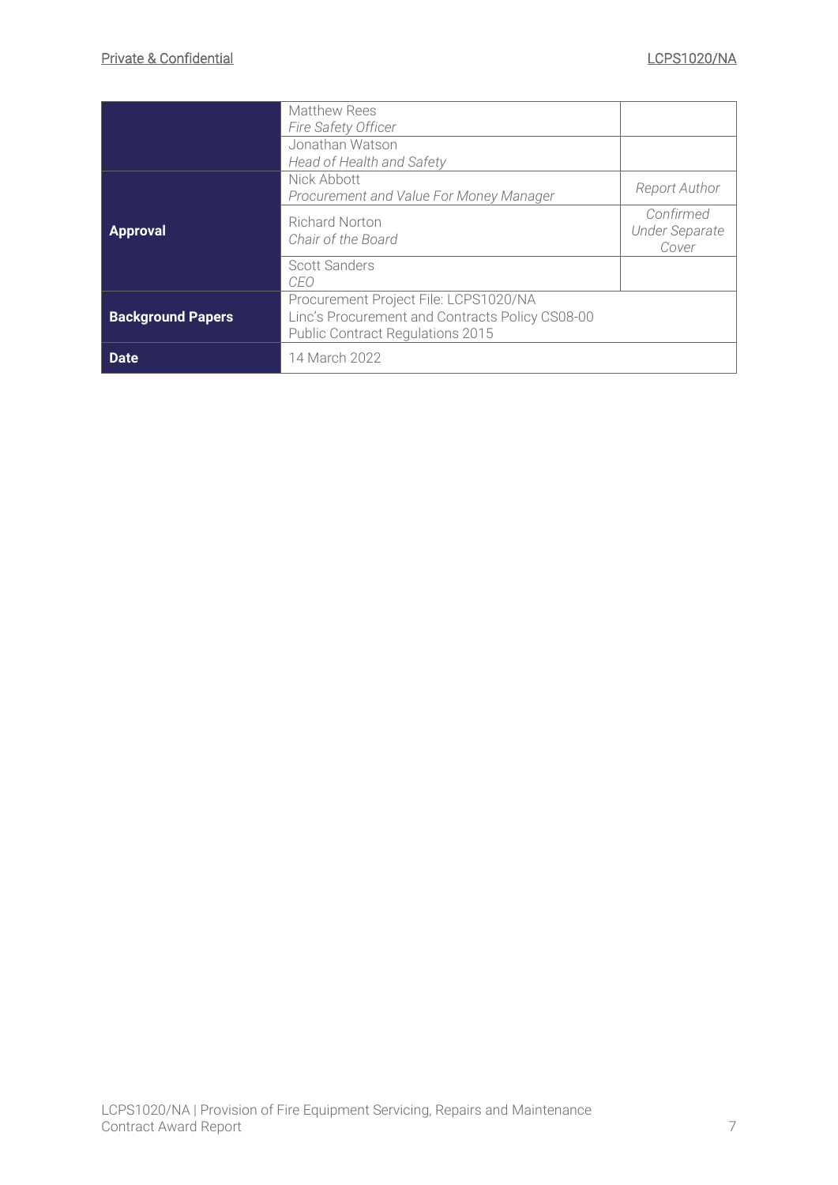| | | |
|---|---|---|
| | Matthew Rees<br>*Fire Safety Officer* | |
| | Jonathan Watson<br>*Head of Health and Safety* | |
| **Approval** | Nick Abbott<br>*Procurement and Value For Money Manager* | *Report Author* |
| | Richard Norton<br>*Chair of the Board* | *Confirmed Under Separate Cover* |
| | Scott Sanders<br>*CEO* | |
| **Background Papers** | Procurement Project File: LCPS1020/NA<br>Linc's Procurement and Contracts Policy CS08-00<br>Public Contract Regulations 2015 | |
| **Date** | 14 March 2022 | |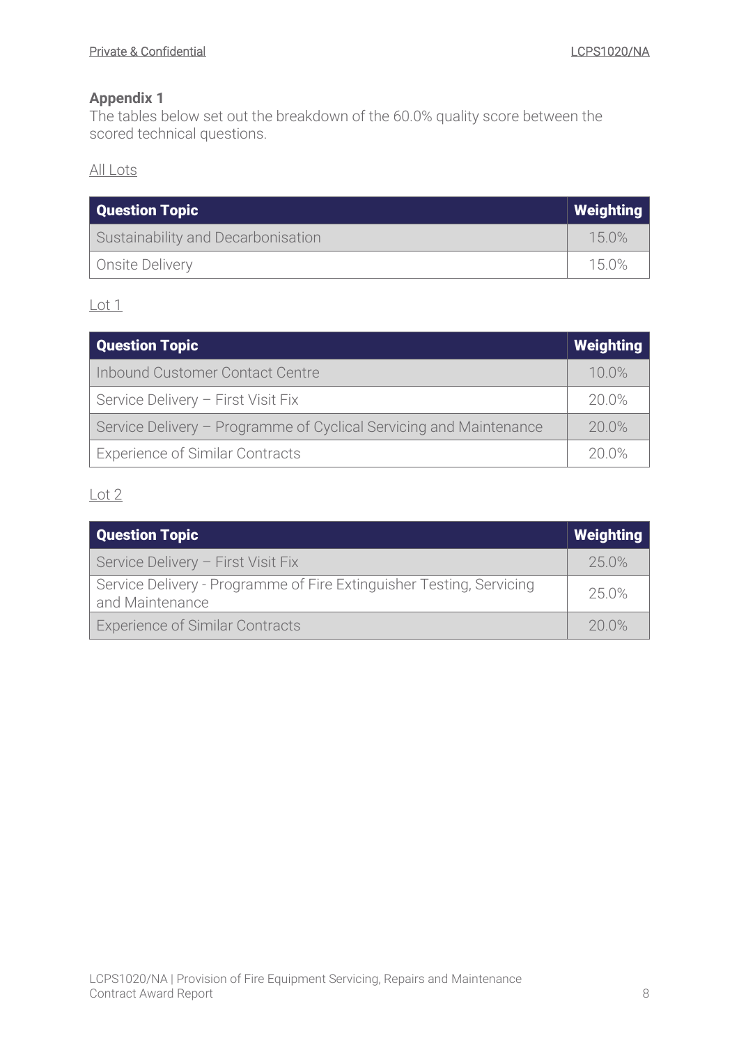## Appendix 1

The tables below set out the breakdown of the 60.0% quality score between the scored technical questions.

All Lots

| Question Topic | Weighting |
| --- | --- |
| Sustainability and Decarbonisation | 15.0% |
| Onsite Delivery | 15.0% |

Lot 1

| Question Topic | Weighting |
| --- | --- |
| Inbound Customer Contact Centre | 10.0% |
| Service Delivery – First Visit Fix | 20.0% |
| Service Delivery – Programme of Cyclical Servicing and Maintenance | 20.0% |
| Experience of Similar Contracts | 20.0% |

Lot 2

| Question Topic | Weighting |
| --- | --- |
| Service Delivery – First Visit Fix | 25.0% |
| Service Delivery - Programme of Fire Extinguisher Testing, Servicing and Maintenance | 25.0% |
| Experience of Similar Contracts | 20.0% |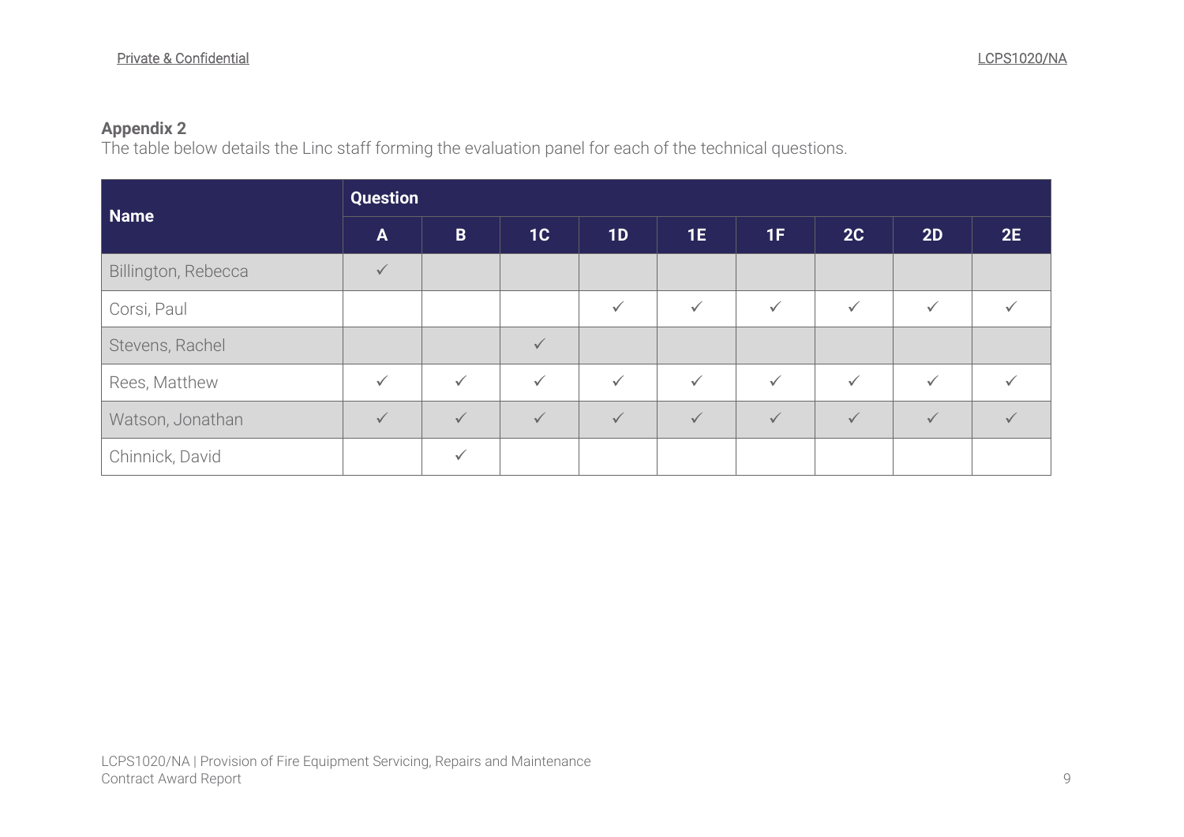**Appendix 2**

The table below details the Linc staff forming the evaluation panel for each of the technical questions.

| Name | Question | | | | | | | | |
|---|---|---|---|---|---|---|---|---|---|
| | A | B | 1C | 1D | 1E | 1F | 2C | 2D | 2E |
| Billington, Rebecca | ✓ | | | | | | | | |
| Corsi, Paul | | | | ✓ | ✓ | ✓ | ✓ | ✓ | ✓ |
| Stevens, Rachel | | | ✓ | | | | | | |
| Rees, Matthew | ✓ | ✓ | ✓ | ✓ | ✓ | ✓ | ✓ | ✓ | ✓ |
| Watson, Jonathan | ✓ | ✓ | ✓ | ✓ | ✓ | ✓ | ✓ | ✓ | ✓ |
| Chinnick, David | | ✓ | | | | | | | |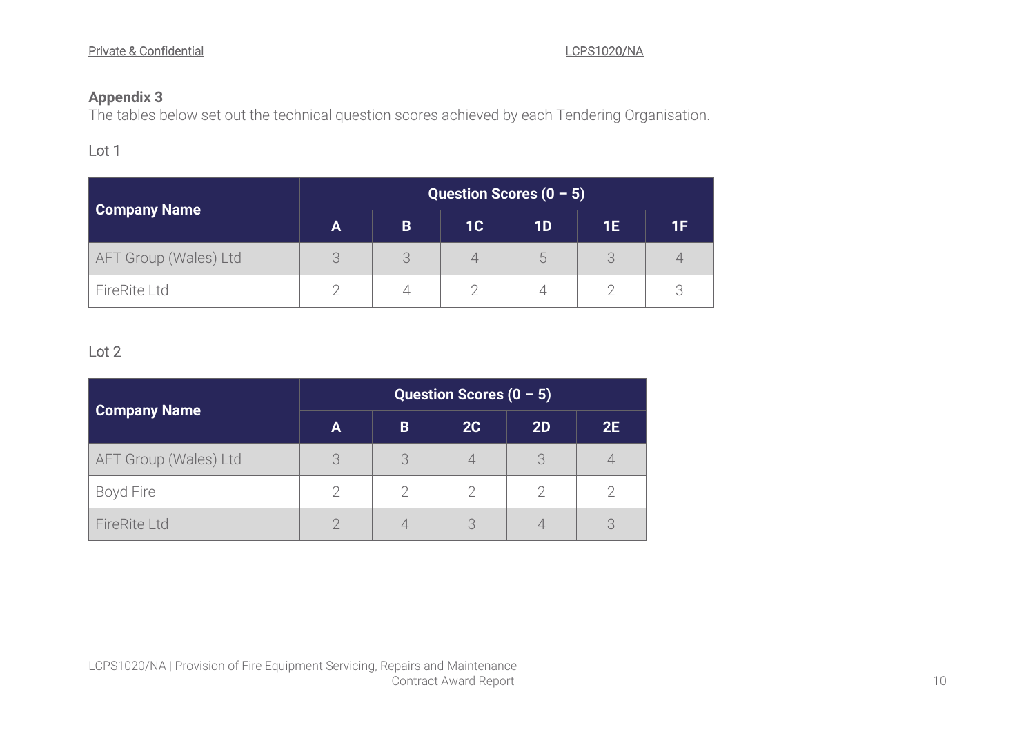## Appendix 3

The tables below set out the technical question scores achieved by each Tendering Organisation.

Lot 1

| Company Name | Question Scores (0 – 5) | | | | | |
|---|---|---|---|---|---|---|
| | A | B | 1C | 1D | 1E | 1F |
| AFT Group (Wales) Ltd | 3 | 3 | 4 | 5 | 3 | 4 |
| FireRite Ltd | 2 | 4 | 2 | 4 | 2 | 3 |

Lot 2

| Company Name | Question Scores (0 – 5) | | | | |
|---|---|---|---|---|---|
| | A | B | 2C | 2D | 2E |
| AFT Group (Wales) Ltd | 3 | 3 | 4 | 3 | 4 |
| Boyd Fire | 2 | 2 | 2 | 2 | 2 |
| FireRite Ltd | 2 | 4 | 3 | 4 | 3 |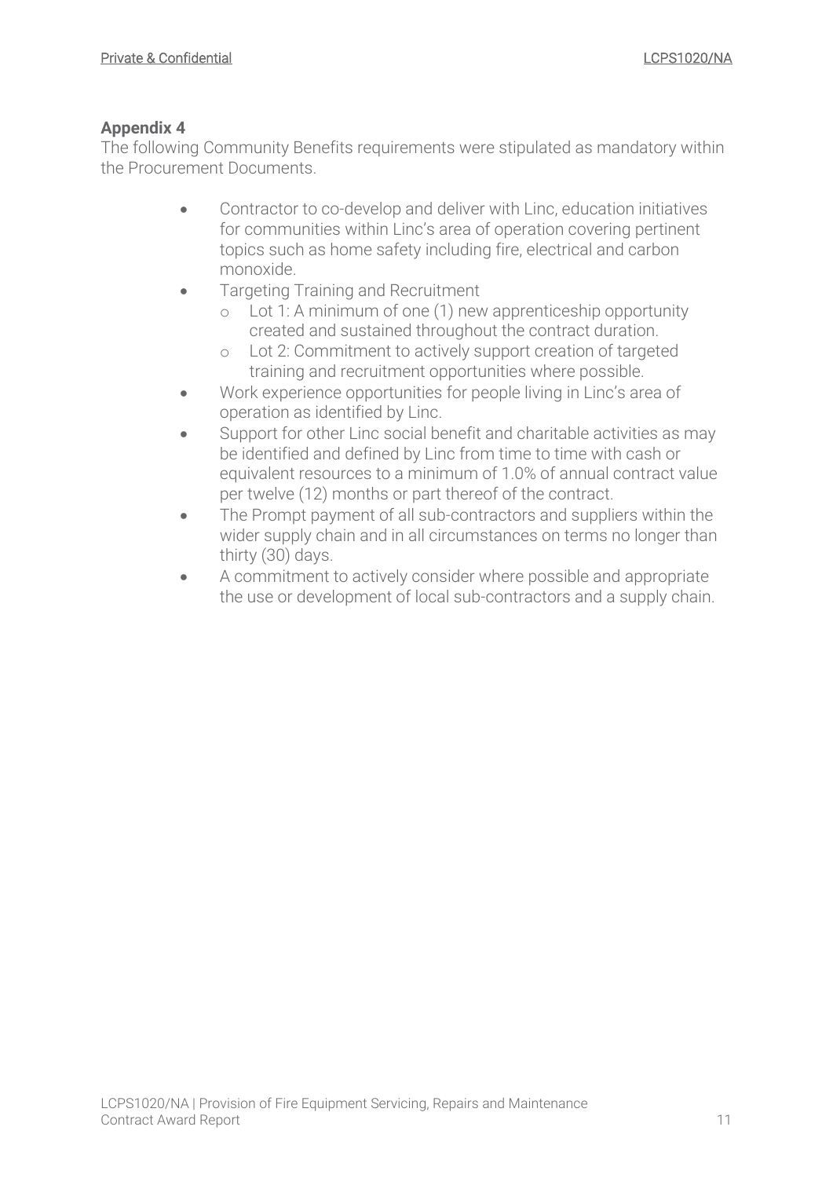**Appendix 4**

The following Community Benefits requirements were stipulated as mandatory within the Procurement Documents.

- Contractor to co-develop and deliver with Linc, education initiatives for communities within Linc's area of operation covering pertinent topics such as home safety including fire, electrical and carbon monoxide.
- Targeting Training and Recruitment
  - Lot 1: A minimum of one (1) new apprenticeship opportunity created and sustained throughout the contract duration.
  - Lot 2: Commitment to actively support creation of targeted training and recruitment opportunities where possible.
- Work experience opportunities for people living in Linc's area of operation as identified by Linc.
- Support for other Linc social benefit and charitable activities as may be identified and defined by Linc from time to time with cash or equivalent resources to a minimum of 1.0% of annual contract value per twelve (12) months or part thereof of the contract.
- The Prompt payment of all sub-contractors and suppliers within the wider supply chain and in all circumstances on terms no longer than thirty (30) days.
- A commitment to actively consider where possible and appropriate the use or development of local sub-contractors and a supply chain.